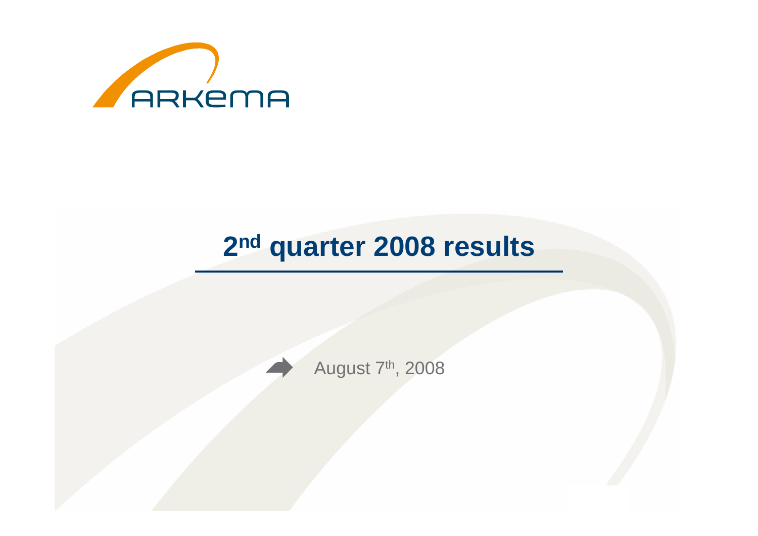ARKEMA

# 2nd quarter 2008 results

August 7th, 2008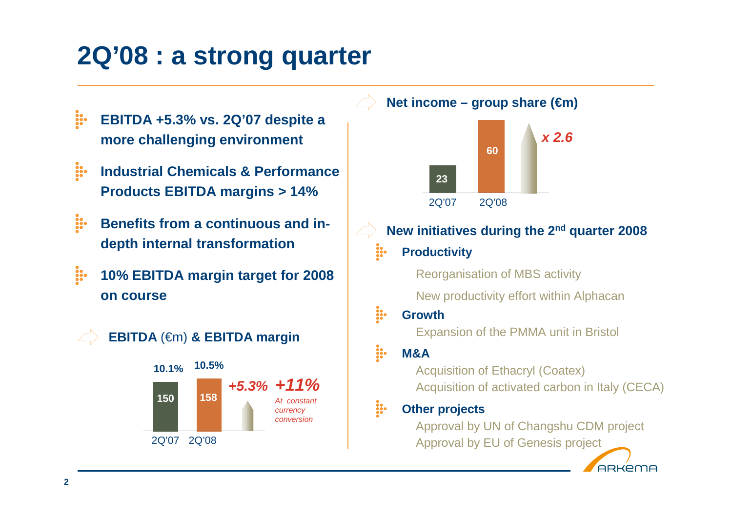# 2Q'08 : a strong quarter

- **EBITDA +5.3% vs. 2Q'07 despite a more challenging environment**
- **Industrial Chemicals & Performance Products EBITDA margins > 14%**
- **Benefits from a continuous and in-depth internal transformation**
- **10% EBITDA margin target for 2008 on course**

**EBITDA** (€m) **& EBITDA margin**

| | 2Q'07 | 2Q'08 |
|---|---|---|
| EBITDA (€m) | 150 | 158 |
| EBITDA margin | 10.1% | 10.5% |

*+5.3%* ***+11%*** *At constant currency conversion*

**Net income – group share (€m)**

| 2Q'07 | 2Q'08 |
|---|---|
| 23 | 60 |

*x 2.6*

**New initiatives during the 2nd quarter 2008**

- **Productivity**
  - Reorganisation of MBS activity
  - New productivity effort within Alphacan
- **Growth**
  - Expansion of the PMMA unit in Bristol
- **M&A**
  - Acquisition of Ethacryl (Coatex)
  - Acquisition of activated carbon in Italy (CECA)
- **Other projects**
  - Approval by UN of Changshu CDM project
  - Approval by EU of Genesis project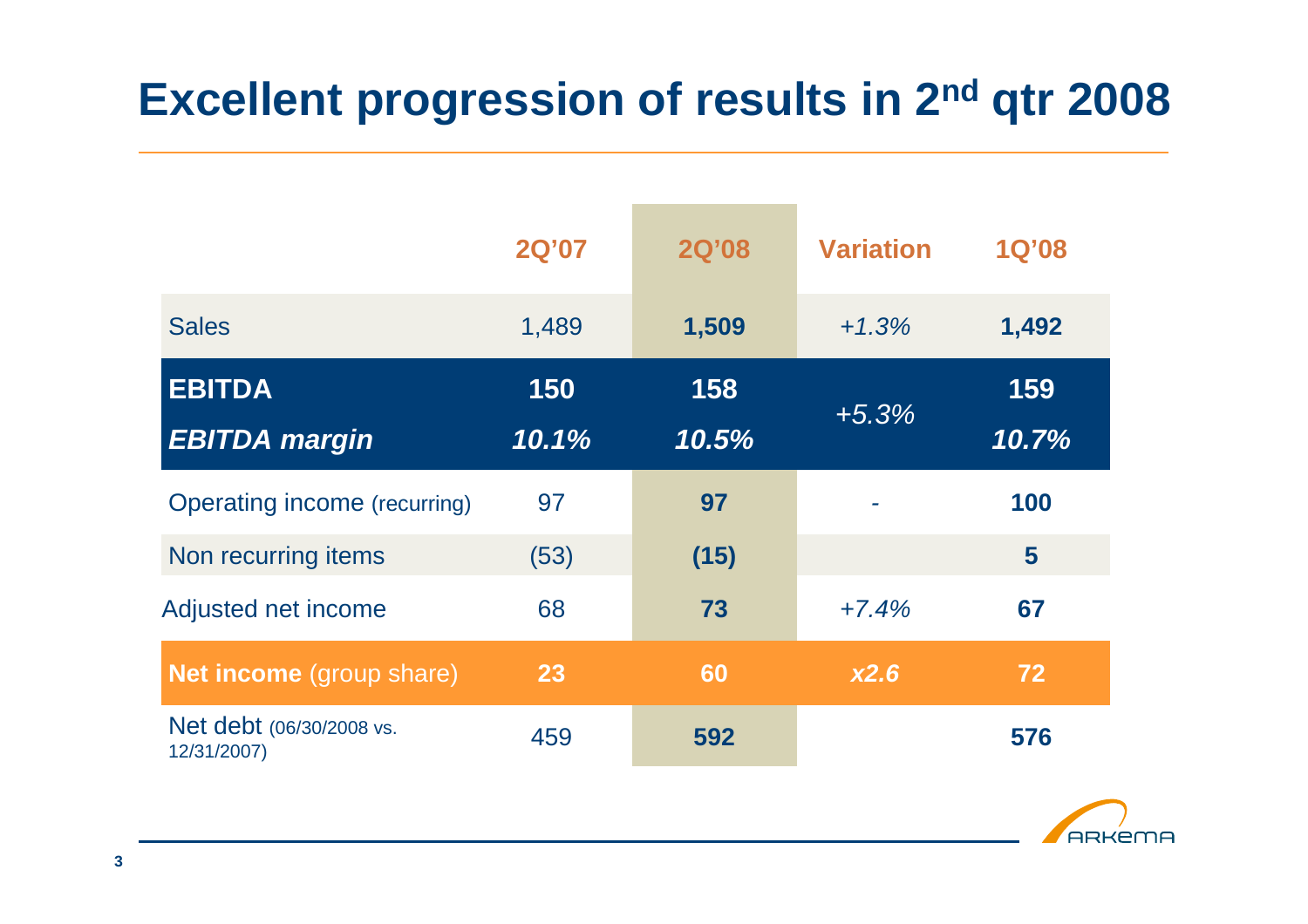# Excellent progression of results in 2nd qtr 2008

| | 2Q'07 | 2Q'08 | Variation | 1Q'08 |
|---|---|---|---|---|
| Sales | 1,489 | **1,509** | *+1.3%* | **1,492** |
| **EBITDA** | **150** | **158** | *+5.3%* | **159** |
| ***EBITDA margin*** | ***10.1%*** | ***10.5%*** | | ***10.7%*** |
| Operating income (recurring) | 97 | **97** | - | **100** |
| Non recurring items | (53) | **(15)** | | **5** |
| Adjusted net income | 68 | **73** | *+7.4%* | **67** |
| **Net income** (group share) | **23** | **60** | ***x2.6*** | **72** |
| Net debt (06/30/2008 vs. 12/31/2007) | 459 | **592** | | **576** |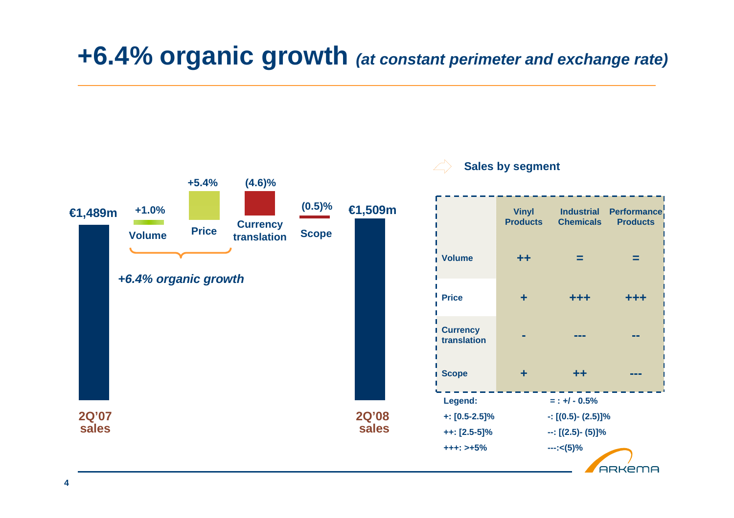# +6.4% organic growth *(at constant perimeter and exchange rate)*

€1,489m

+1.0% Volume

+5.4% Price

(4.6)% Currency translation

(0.5)% Scope

€1,509m

*+6.4% organic growth*

2Q'07 sales

2Q'08 sales

**Sales by segment**

| | Vinyl Products | Industrial Chemicals | Performance Products |
|---|---|---|---|
| Volume | ++ | = | = |
| Price | + | +++ | +++ |
| Currency translation | - | --- | -- |
| Scope | + | ++ | --- |

**Legend:**

= : +/ - 0.5%

+: [0.5-2.5]%

-: [(0.5)- (2.5)]%

++: [2.5-5]%

--: [(2.5)- (5)]%

+++: >+5%

---:<(5)%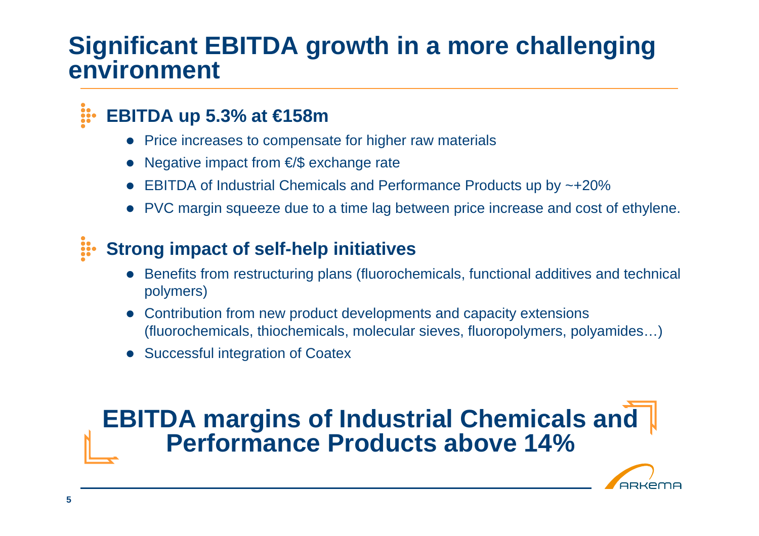# Significant EBITDA growth in a more challenging environment

## EBITDA up 5.3% at €158m

- Price increases to compensate for higher raw materials
- Negative impact from €/$ exchange rate
- EBITDA of Industrial Chemicals and Performance Products up by ~+20%
- PVC margin squeeze due to a time lag between price increase and cost of ethylene.

## Strong impact of self-help initiatives

- Benefits from restructuring plans (fluorochemicals, functional additives and technical polymers)
- Contribution from new product developments and capacity extensions (fluorochemicals, thiochemicals, molecular sieves, fluoropolymers, polyamides…)
- Successful integration of Coatex

**EBITDA margins of Industrial Chemicals and Performance Products above 14%**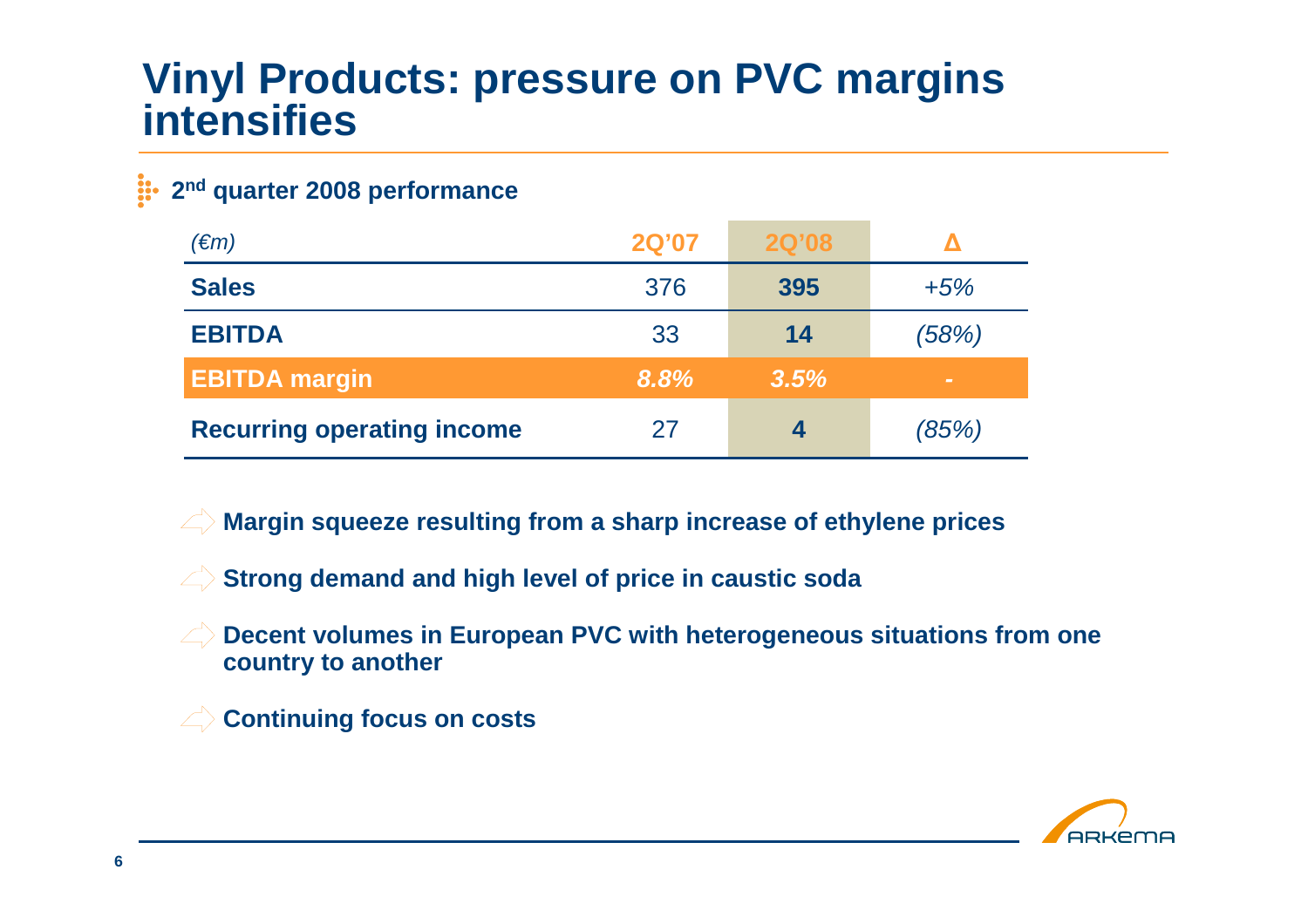# Vinyl Products: pressure on PVC margins intensifies

## 2[nd] quarter 2008 performance

| *(€m)* | 2Q'07 | 2Q'08 | Δ |
|---|---|---|---|
| **Sales** | 376 | **395** | *+5%* |
| **EBITDA** | 33 | **14** | *(58%)* |
| **EBITDA margin** | ***8.8%*** | ***3.5%*** | - |
| **Recurring operating income** | 27 | **4** | *(85%)* |

- **Margin squeeze resulting from a sharp increase of ethylene prices**
- **Strong demand and high level of price in caustic soda**
- **Decent volumes in European PVC with heterogeneous situations from one country to another**
- **Continuing focus on costs**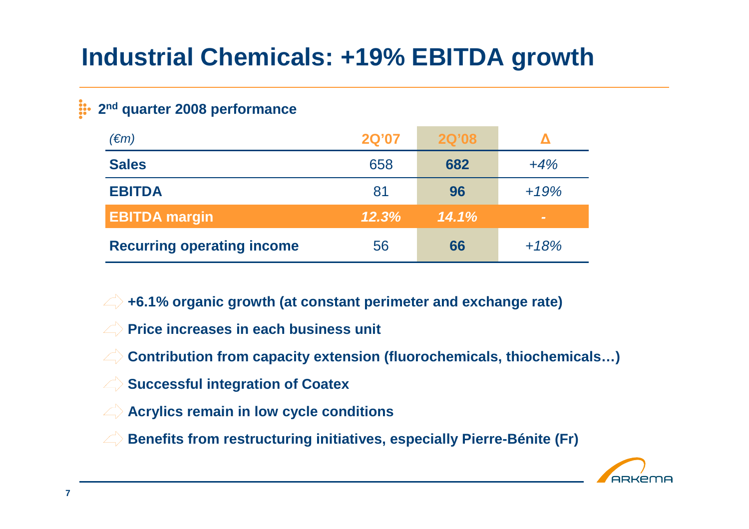# Industrial Chemicals: +19% EBITDA growth

**2nd quarter 2008 performance**

| *(€m)* | 2Q'07 | 2Q'08 | Δ |
|---|---|---|---|
| **Sales** | 658 | **682** | *+4%* |
| **EBITDA** | 81 | **96** | *+19%* |
| **EBITDA margin** | *12.3%* | *14.1%* | - |
| **Recurring operating income** | 56 | **66** | *+18%* |

- **+6.1% organic growth (at constant perimeter and exchange rate)**
- **Price increases in each business unit**
- **Contribution from capacity extension (fluorochemicals, thiochemicals…)**
- **Successful integration of Coatex**
- **Acrylics remain in low cycle conditions**
- **Benefits from restructuring initiatives, especially Pierre-Bénite (Fr)**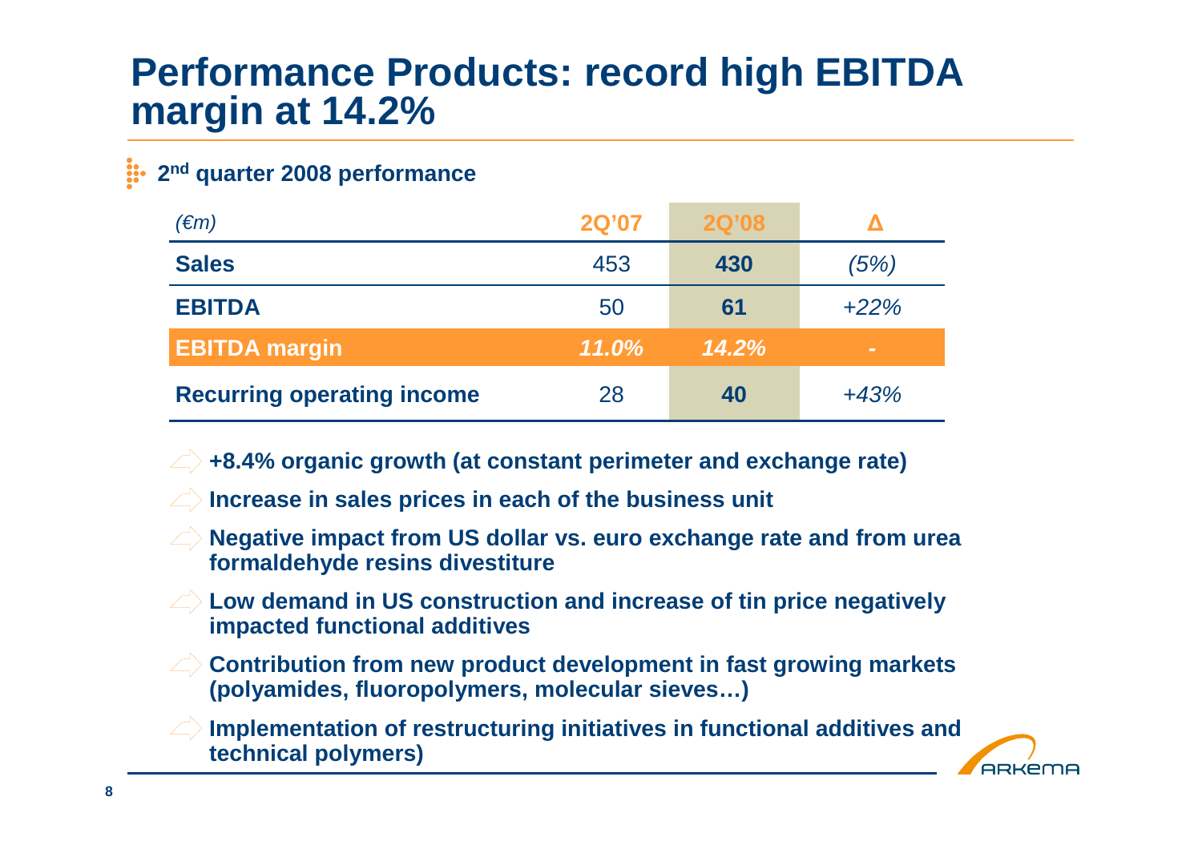# Performance Products: record high EBITDA margin at 14.2%

**2nd quarter 2008 performance**

| *(€m)* | 2Q'07 | 2Q'08 | Δ |
|---|---|---|---|
| **Sales** | 453 | **430** | *(5%)* |
| **EBITDA** | 50 | **61** | *+22%* |
| **EBITDA margin** | ***11.0%*** | ***14.2%*** | - |
| **Recurring operating income** | 28 | **40** | *+43%* |

- **+8.4% organic growth (at constant perimeter and exchange rate)**
- **Increase in sales prices in each of the business unit**
- **Negative impact from US dollar vs. euro exchange rate and from urea formaldehyde resins divestiture**
- **Low demand in US construction and increase of tin price negatively impacted functional additives**
- **Contribution from new product development in fast growing markets (polyamides, fluoropolymers, molecular sieves…)**
- **Implementation of restructuring initiatives in functional additives and technical polymers)**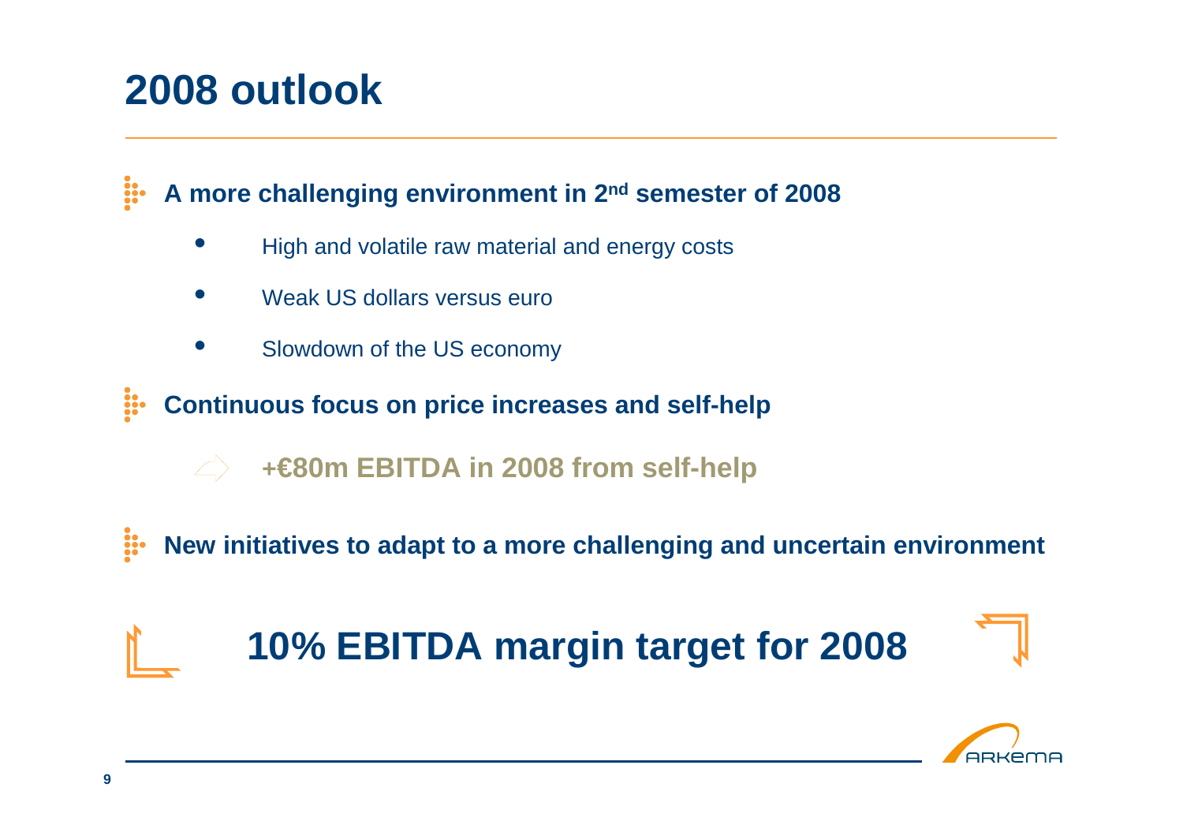# 2008 outlook

- **A more challenging environment in 2nd semester of 2008**
  - High and volatile raw material and energy costs
  - Weak US dollars versus euro
  - Slowdown of the US economy
- **Continuous focus on price increases and self-help**
  - **+€80m EBITDA in 2008 from self-help**
- **New initiatives to adapt to a more challenging and uncertain environment**

## 10% EBITDA margin target for 2008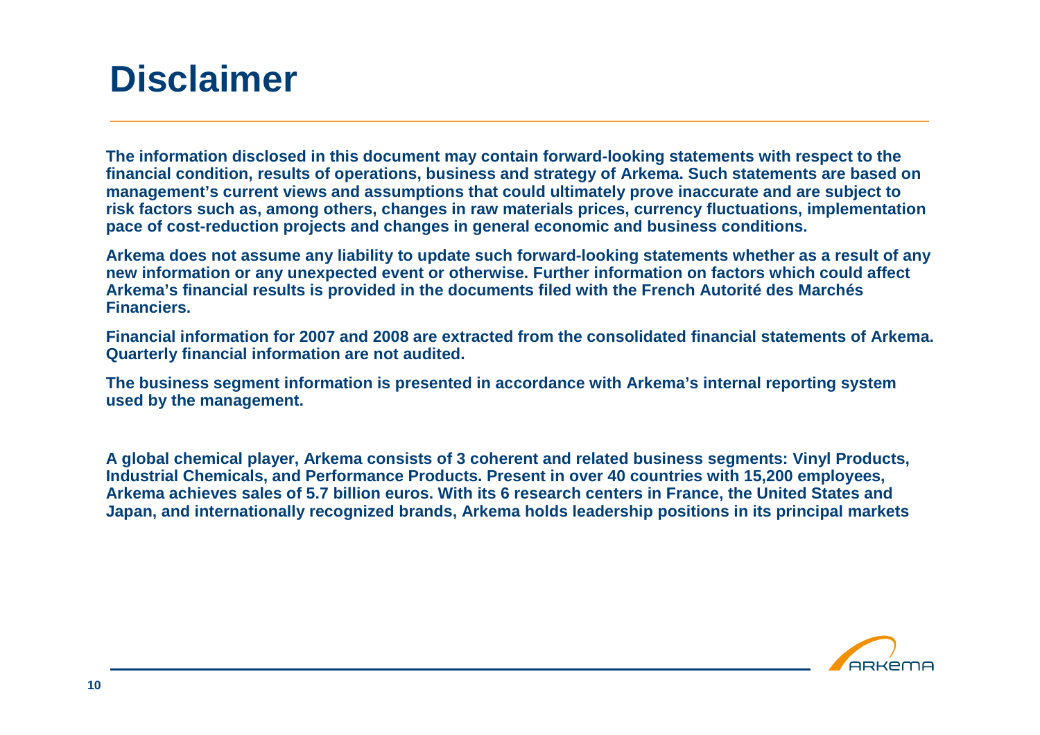# Disclaimer

**The information disclosed in this document may contain forward-looking statements with respect to the financial condition, results of operations, business and strategy of Arkema. Such statements are based on management's current views and assumptions that could ultimately prove inaccurate and are subject to risk factors such as, among others, changes in raw materials prices, currency fluctuations, implementation pace of cost-reduction projects and changes in general economic and business conditions.**

**Arkema does not assume any liability to update such forward-looking statements whether as a result of any new information or any unexpected event or otherwise. Further information on factors which could affect Arkema's financial results is provided in the documents filed with the French Autorité des Marchés Financiers.**

**Financial information for 2007 and 2008 are extracted from the consolidated financial statements of Arkema. Quarterly financial information are not audited.**

**The business segment information is presented in accordance with Arkema's internal reporting system used by the management.**

**A global chemical player, Arkema consists of 3 coherent and related business segments: Vinyl Products, Industrial Chemicals, and Performance Products. Present in over 40 countries with 15,200 employees, Arkema achieves sales of 5.7 billion euros. With its 6 research centers in France, the United States and Japan, and internationally recognized brands, Arkema holds leadership positions in its principal markets**